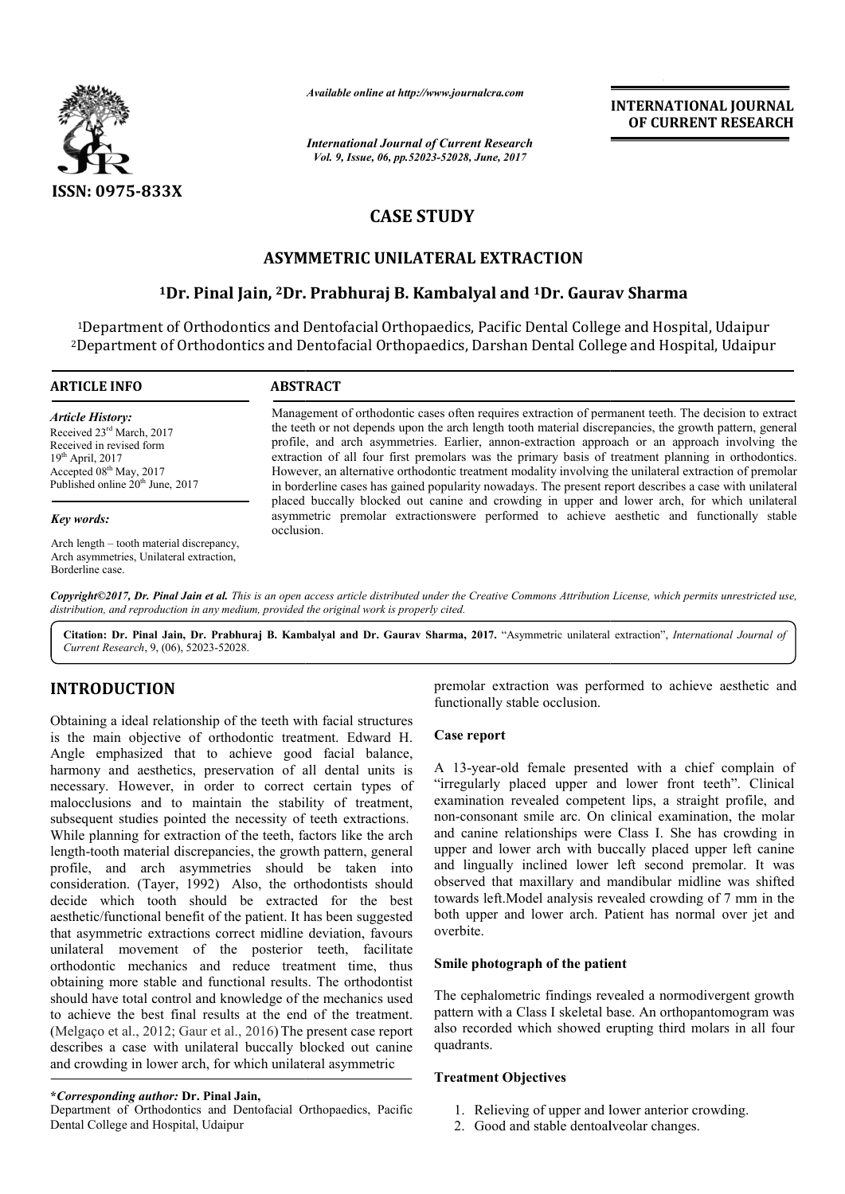# CASE STUDY

## ASYMMETRIC UNILATERAL EXTRACTION

**[1]Dr. Pinal Jain, [2]Dr. Prabhuraj B. Kambalyal and [1]Dr. Gaurav Sharma**

[1]Department of Orthodontics and Dentofacial Orthopaedics, Pacific Dental College and Hospital, Udaipur
[2]Department of Orthodontics and Dentofacial Orthopaedics, Darshan Dental College and Hospital, Udaipur

**ARTICLE INFO**

*Article History:*
Received 23rd March, 2017
Received in revised form
19th April, 2017
Accepted 08th May, 2017
Published online 20th June, 2017

*Key words:*
Arch length – tooth material discrepancy, Arch asymmetries, Unilateral extraction, Borderline case.

**ABSTRACT**

Management of orthodontic cases often requires extraction of permanent teeth. The decision to extract the teeth or not depends upon the arch length tooth material discrepancies, the growth pattern, general profile, and arch asymmetries. Earlier, annon-extraction approach or an approach involving the extraction of all four first premolars was the primary basis of treatment planning in orthodontics. However, an alternative orthodontic treatment modality involving the unilateral extraction of premolar in borderline cases has gained popularity nowadays. The present report describes a case with unilateral placed buccally blocked out canine and crowding in upper and lower arch, for which unilateral asymmetric premolar extractionswere performed to achieve aesthetic and functionally stable occlusion.

***Copyright©2017, Dr. Pinal Jain et al.*** *This is an open access article distributed under the Creative Commons Attribution License, which permits unrestricted use, distribution, and reproduction in any medium, provided the original work is properly cited.*

**Citation: Dr. Pinal Jain, Dr. Prabhuraj B. Kambalyal and Dr. Gaurav Sharma, 2017.** "Asymmetric unilateral extraction", *International Journal of Current Research*, 9, (06), 52023-52028.

## INTRODUCTION

Obtaining a ideal relationship of the teeth with facial structures is the main objective of orthodontic treatment. Edward H. Angle emphasized that to achieve good facial balance, harmony and aesthetics, preservation of all dental units is necessary. However, in order to correct certain types of malocclusions and to maintain the stability of treatment, subsequent studies pointed the necessity of teeth extractions. While planning for extraction of the teeth, factors like the arch length-tooth material discrepancies, the growth pattern, general profile, and arch asymmetries should be taken into consideration. (Tayer, 1992) Also, the orthodontists should decide which tooth should be extracted for the best aesthetic/functional benefit of the patient. It has been suggested that asymmetric extractions correct midline deviation, favours unilateral movement of the posterior teeth, facilitate orthodontic mechanics and reduce treatment time, thus obtaining more stable and functional results. The orthodontist should have total control and knowledge of the mechanics used to achieve the best final results at the end of the treatment. (Melgaço et al., 2012; Gaur et al., 2016) The present case report describes a case with unilateral buccally blocked out canine and crowding in lower arch, for which unilateral asymmetric premolar extraction was performed to achieve aesthetic and functionally stable occlusion.

### Case report

A 13-year-old female presented with a chief complain of "irregularly placed upper and lower front teeth". Clinical examination revealed competent lips, a straight profile, and non-consonant smile arc. On clinical examination, the molar and canine relationships were Class I. She has crowding in upper and lower arch with buccally placed upper left canine and lingually inclined lower left second premolar. It was observed that maxillary and mandibular midline was shifted towards left.Model analysis revealed crowding of 7 mm in the both upper and lower arch. Patient has normal over jet and overbite.

### Smile photograph of the patient

The cephalometric findings revealed a normodivergent growth pattern with a Class I skeletal base. An orthopantomogram was also recorded which showed erupting third molars in all four quadrants.

### Treatment Objectives

1. Relieving of upper and lower anterior crowding.
2. Good and stable dentoalveolar changes.

\***Corresponding author: Dr. Pinal Jain,**
Department of Orthodontics and Dentofacial Orthopaedics, Pacific Dental College and Hospital, Udaipur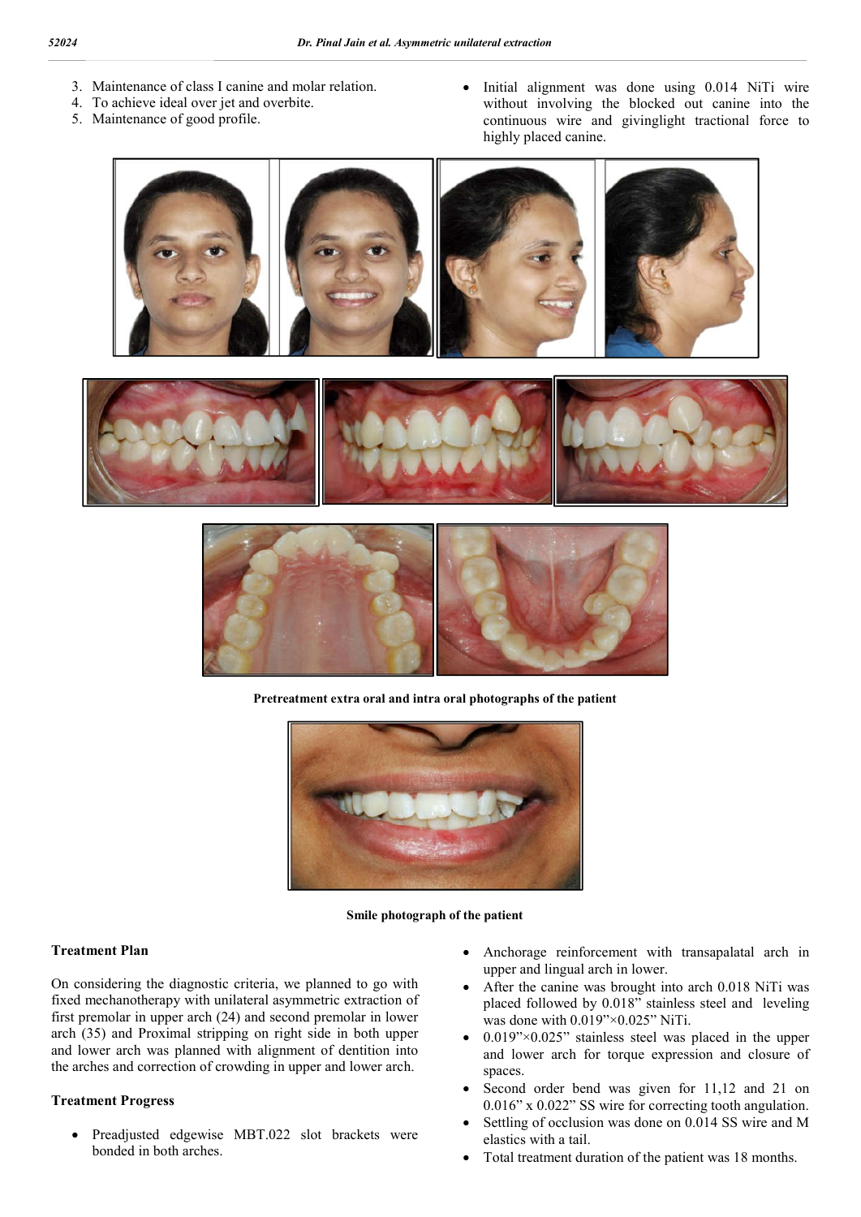3. Maintenance of class I canine and molar relation.
4. To achieve ideal over jet and overbite.
5. Maintenance of good profile.

- Initial alignment was done using 0.014 NiTi wire without involving the blocked out canine into the continuous wire and givinglight tractional force to highly placed canine.

**Pretreatment extra oral and intra oral photographs of the patient**

**Smile photograph of the patient**

### Treatment Plan

On considering the diagnostic criteria, we planned to go with fixed mechanotherapy with unilateral asymmetric extraction of first premolar in upper arch (24) and second premolar in lower arch (35) and Proximal stripping on right side in both upper and lower arch was planned with alignment of dentition into the arches and correction of crowding in upper and lower arch.

### Treatment Progress

- Preadjusted edgewise MBT.022 slot brackets were bonded in both arches.
- Anchorage reinforcement with transapalatal arch in upper and lingual arch in lower.
- After the canine was brought into arch 0.018 NiTi was placed followed by 0.018" stainless steel and leveling was done with 0.019"×0.025" NiTi.
- 0.019"×0.025" stainless steel was placed in the upper and lower arch for torque expression and closure of spaces.
- Second order bend was given for 11,12 and 21 on 0.016" x 0.022" SS wire for correcting tooth angulation.
- Settling of occlusion was done on 0.014 SS wire and M elastics with a tail.
- Total treatment duration of the patient was 18 months.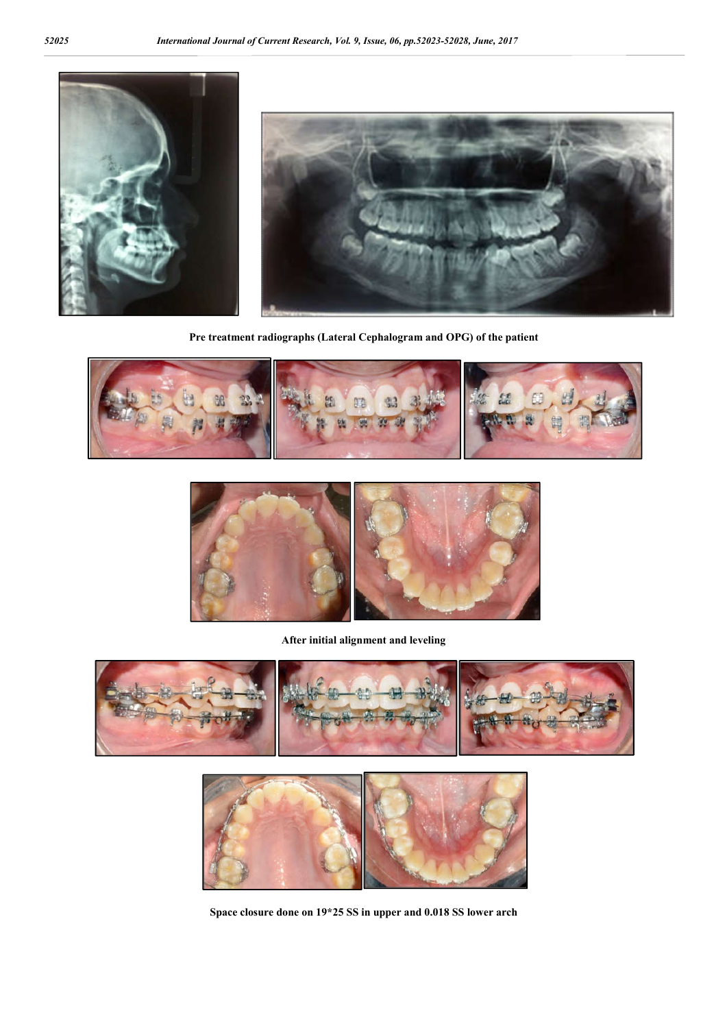**Pre treatment radiographs (Lateral Cephalogram and OPG) of the patient**

**After initial alignment and leveling**

**Space closure done on 19*25 SS in upper and 0.018 SS lower arch**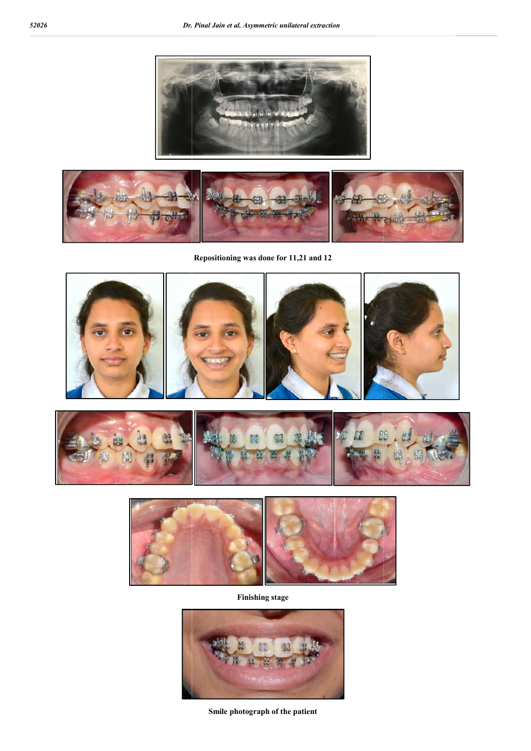Repositioning was done for 11,21 and 12

Finishing stage

Smile photograph of the patient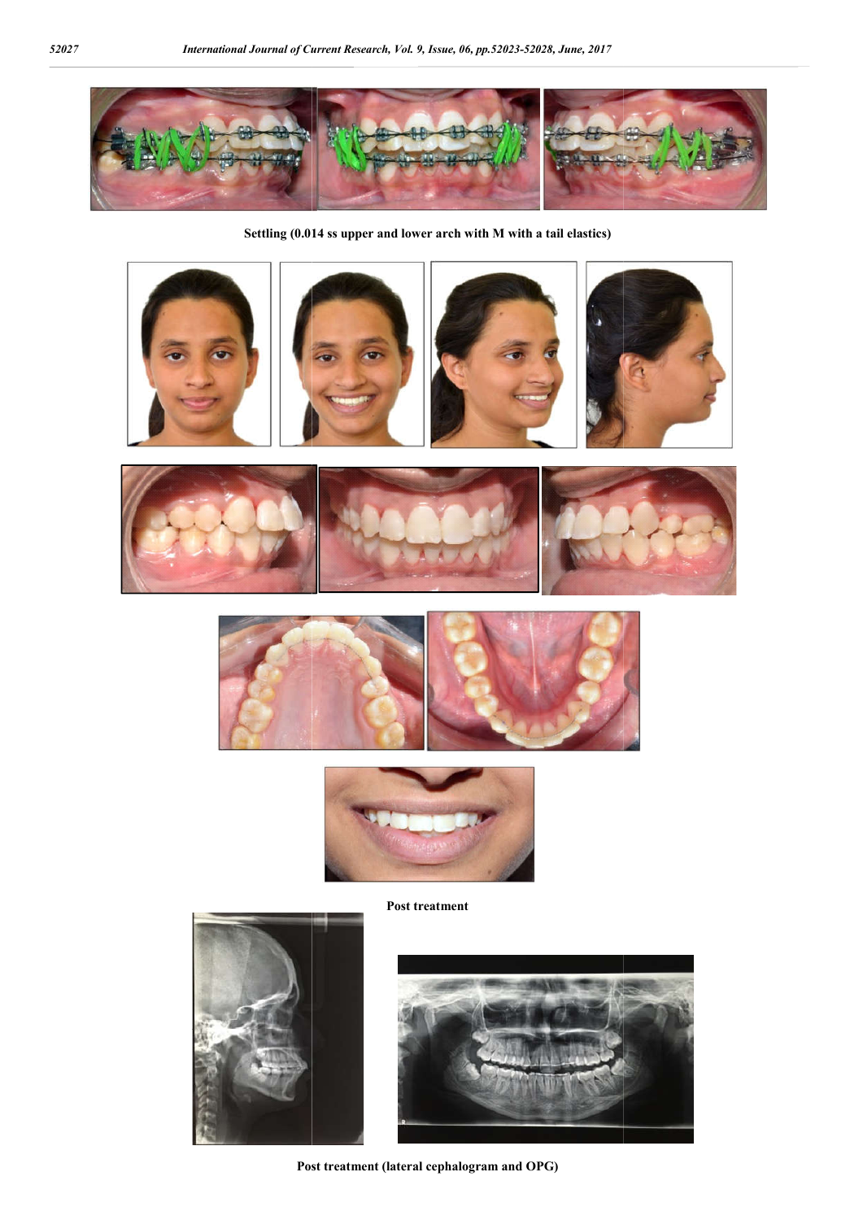**Settling (0.014 ss upper and lower arch with M with a tail elastics)**

**Post treatment**

**Post treatment (lateral cephalogram and OPG)**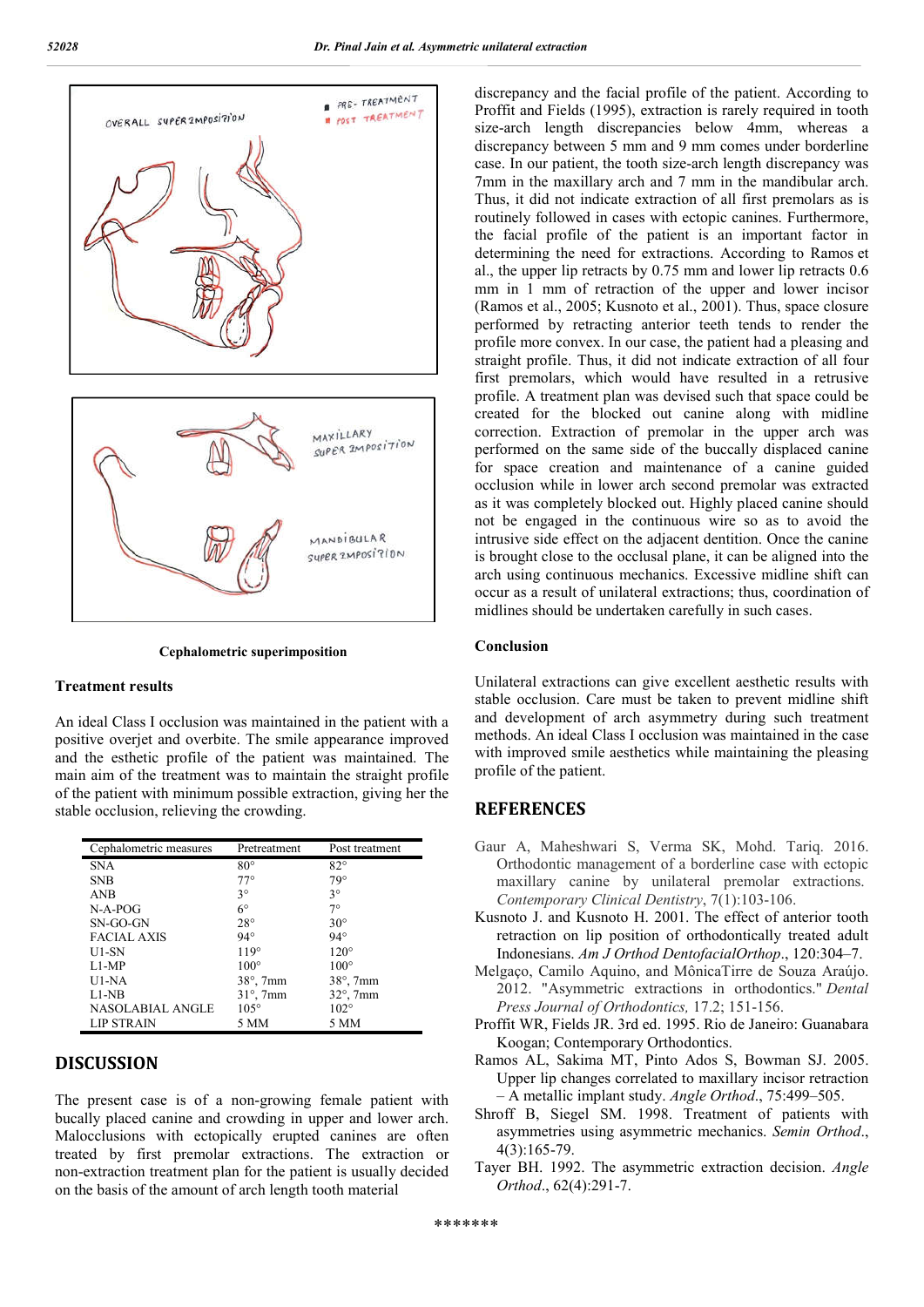OVERALL SUPERIMPOSITION

PRE-TREATMENT

POST TREATMENT

MAXILLARY SUPERIMPOSITION

MANDIBULAR SUPERIMPOSITION

**Cephalometric superimposition**

### Treatment results

An ideal Class I occlusion was maintained in the patient with a positive overjet and overbite. The smile appearance improved and the esthetic profile of the patient was maintained. The main aim of the treatment was to maintain the straight profile of the patient with minimum possible extraction, giving her the stable occlusion, relieving the crowding.

| Cephalometric measures | Pretreatment | Post treatment |
|---|---|---|
| SNA | 80° | 82° |
| SNB | 77° | 79° |
| ANB | 3° | 3° |
| N-A-POG | 6° | 7° |
| SN-GO-GN | 28° | 30° |
| FACIAL AXIS | 94° | 94° |
| U1-SN | 119° | 120° |
| L1-MP | 100° | 100° |
| U1-NA | 38°, 7mm | 38°, 7mm |
| L1-NB | 31°, 7mm | 32°, 7mm |
| NASOLABIAL ANGLE | 105° | 102° |
| LIP STRAIN | 5 MM | 5 MM |

## DISCUSSION

The present case is of a non-growing female patient with bucally placed canine and crowding in upper and lower arch. Malocclusions with ectopically erupted canines are often treated by first premolar extractions. The extraction or non-extraction treatment plan for the patient is usually decided on the basis of the amount of arch length tooth material discrepancy and the facial profile of the patient. According to Proffit and Fields (1995), extraction is rarely required in tooth size-arch length discrepancies below 4mm, whereas a discrepancy between 5 mm and 9 mm comes under borderline case. In our patient, the tooth size-arch length discrepancy was 7mm in the maxillary arch and 7 mm in the mandibular arch. Thus, it did not indicate extraction of all first premolars as is routinely followed in cases with ectopic canines. Furthermore, the facial profile of the patient is an important factor in determining the need for extractions. According to Ramos et al., the upper lip retracts by 0.75 mm and lower lip retracts 0.6 mm in 1 mm of retraction of the upper and lower incisor (Ramos et al., 2005; Kusnoto et al., 2001). Thus, space closure performed by retracting anterior teeth tends to render the profile more convex. In our case, the patient had a pleasing and straight profile. Thus, it did not indicate extraction of all four first premolars, which would have resulted in a retrusive profile. A treatment plan was devised such that space could be created for the blocked out canine along with midline correction. Extraction of premolar in the upper arch was performed on the same side of the buccally displaced canine for space creation and maintenance of a canine guided occlusion while in lower arch second premolar was extracted as it was completely blocked out. Highly placed canine should not be engaged in the continuous wire so as to avoid the intrusive side effect on the adjacent dentition. Once the canine is brought close to the occlusal plane, it can be aligned into the arch using continuous mechanics. Excessive midline shift can occur as a result of unilateral extractions; thus, coordination of midlines should be undertaken carefully in such cases.

### Conclusion

Unilateral extractions can give excellent aesthetic results with stable occlusion. Care must be taken to prevent midline shift and development of arch asymmetry during such treatment methods. An ideal Class I occlusion was maintained in the case with improved smile aesthetics while maintaining the pleasing profile of the patient.

## REFERENCES

Gaur A, Maheshwari S, Verma SK, Mohd. Tariq. 2016. Orthodontic management of a borderline case with ectopic maxillary canine by unilateral premolar extractions. *Contemporary Clinical Dentistry*, 7(1):103-106.

Kusnoto J. and Kusnoto H. 2001. The effect of anterior tooth retraction on lip position of orthodontically treated adult Indonesians. *Am J Orthod DentofacialOrthop*., 120:304–7.

Melgaço, Camilo Aquino, and MônicaTirre de Souza Araújo. 2012. "Asymmetric extractions in orthodontics." *Dental Press Journal of Orthodontics,* 17.2; 151-156.

Proffit WR, Fields JR. 3rd ed. 1995. Rio de Janeiro: Guanabara Koogan; Contemporary Orthodontics.

Ramos AL, Sakima MT, Pinto Ados S, Bowman SJ. 2005. Upper lip changes correlated to maxillary incisor retraction – A metallic implant study. *Angle Orthod*., 75:499–505.

Shroff B, Siegel SM. 1998. Treatment of patients with asymmetries using asymmetric mechanics. *Semin Orthod*., 4(3):165-79.

Tayer BH. 1992. The asymmetric extraction decision. *Angle Orthod*., 62(4):291-7.

\*\*\*\*\*\*\*